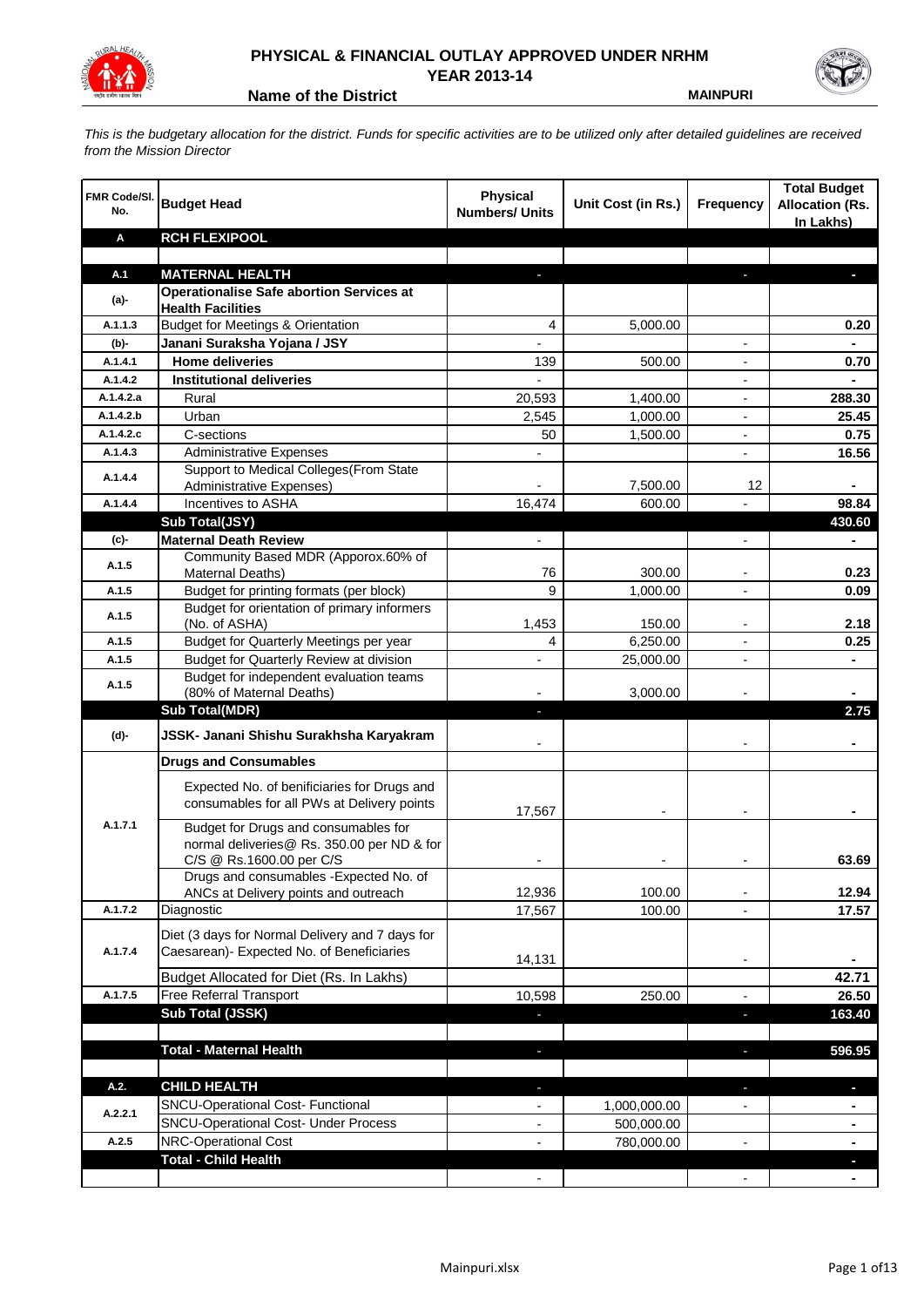# PHYSICAL & FINANCIAL OUTLAY APPROVED UNDER NRHM
## YEAR 2013-14

**Name of the District** **MAINPURI**

*This is the budgetary allocation for the district. Funds for specific activities are to be utilized only after detailed guidelines are received from the Mission Director*

| FMR Code/Sl. No. | Budget Head | Physical Numbers/ Units | Unit Cost (in Rs.) | Frequency | Total Budget Allocation (Rs. In Lakhs) |
|---|---|---|---|---|---|
| **A** | **RCH FLEXIPOOL** | | | | |
| | | | | | |
| **A.1** | **MATERNAL HEALTH** | - | | - | - |
| **(a)-** | **Operationalise Safe abortion Services at Health Facilities** | | | | |
| A.1.1.3 | Budget for Meetings & Orientation | 4 | 5,000.00 | | 0.20 |
| **(b)-** | **Janani Suraksha Yojana / JSY** | - | | - | - |
| A.1.4.1 | **Home deliveries** | 139 | 500.00 | - | 0.70 |
| A.1.4.2 | **Institutional deliveries** | - | | - | - |
| A.1.4.2.a | Rural | 20,593 | 1,400.00 | - | 288.30 |
| A.1.4.2.b | Urban | 2,545 | 1,000.00 | - | 25.45 |
| A.1.4.2.c | C-sections | 50 | 1,500.00 | - | 0.75 |
| A.1.4.3 | Administrative Expenses | - | | - | 16.56 |
| A.1.4.4 | Support to Medical Colleges(From State Administrative Expenses) | - | 7,500.00 | 12 | - |
| A.1.4.4 | Incentives to ASHA | 16,474 | 600.00 | - | 98.84 |
| | **Sub Total(JSY)** | | | | **430.60** |
| **(c)-** | **Maternal Death Review** | - | | - | - |
| A.1.5 | Community Based MDR (Apporox.60% of Maternal Deaths) | 76 | 300.00 | - | 0.23 |
| A.1.5 | Budget for printing formats (per block) | 9 | 1,000.00 | - | 0.09 |
| A.1.5 | Budget for orientation of primary informers (No. of ASHA) | 1,453 | 150.00 | - | 2.18 |
| A.1.5 | Budget for Quarterly Meetings per year | 4 | 6,250.00 | - | 0.25 |
| A.1.5 | Budget for Quarterly Review at division | - | 25,000.00 | - | - |
| A.1.5 | Budget for independent evaluation teams (80% of Maternal Deaths) | - | 3,000.00 | - | - |
| | **Sub Total(MDR)** | - | | | **2.75** |
| **(d)-** | **JSSK- Janani Shishu Surakhsha Karyakram** | - | | - | - |
| | **Drugs and Consumables** | | | | |
| A.1.7.1 | Expected No. of benificiaries for Drugs and consumables for all PWs at Delivery points | 17,567 | - | - | - |
| | Budget for Drugs and consumables for normal deliveries@ Rs. 350.00 per ND & for C/S @ Rs.1600.00 per C/S | - | - | - | 63.69 |
| | Drugs and consumables -Expected No. of ANCs at Delivery points and outreach | 12,936 | 100.00 | - | 12.94 |
| A.1.7.2 | Diagnostic | 17,567 | 100.00 | - | 17.57 |
| A.1.7.4 | Diet (3 days for Normal Delivery and 7 days for Caesarean)- Expected No. of Beneficiaries | 14,131 | | - | - |
| | Budget Allocated for Diet (Rs. In Lakhs) | | | | 42.71 |
| A.1.7.5 | Free Referral Transport | 10,598 | 250.00 | - | 26.50 |
| | **Sub Total (JSSK)** | - | | - | **163.40** |
| | | | | | |
| | **Total - Maternal Health** | - | | - | **596.95** |
| | | | | | |
| **A.2.** | **CHILD HEALTH** | - | | - | - |
| A.2.2.1 | SNCU-Operational Cost- Functional | - | 1,000,000.00 | - | - |
| | SNCU-Operational Cost- Under Process | - | 500,000.00 | | - |
| A.2.5 | NRC-Operational Cost | - | 780,000.00 | - | - |
| | **Total - Child Health** | | | | - |
| | | - | | - | - |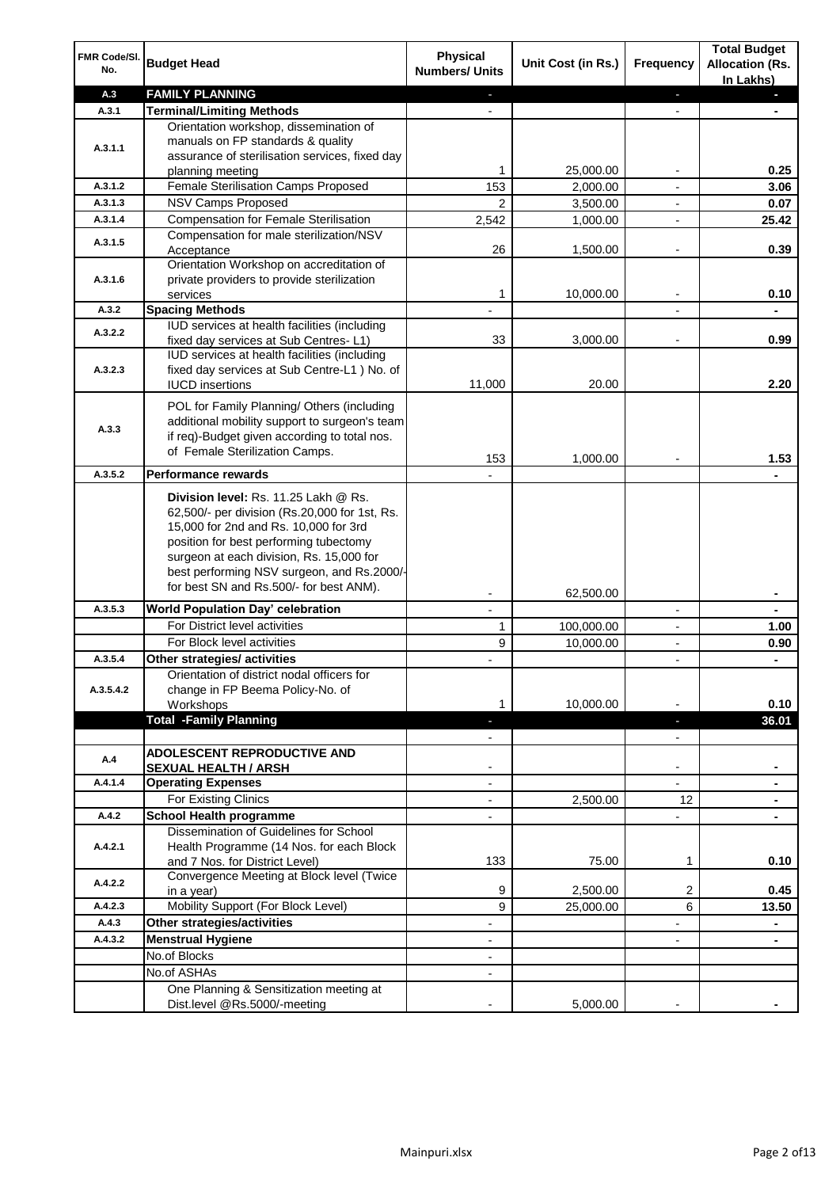| FMR Code/Sl. No. | Budget Head | Physical Numbers/ Units | Unit Cost (in Rs.) | Frequency | Total Budget Allocation (Rs. In Lakhs) |
|---|---|---|---|---|---|
| **A.3** | **FAMILY PLANNING** | - | | - | - |
| **A.3.1** | **Terminal/Limiting Methods** | - | | - | - |
| A.3.1.1 | Orientation workshop, dissemination of manuals on FP standards & quality assurance of sterilisation services, fixed day planning meeting | 1 | 25,000.00 | - | **0.25** |
| A.3.1.2 | Female Sterilisation Camps Proposed | 153 | 2,000.00 | - | **3.06** |
| A.3.1.3 | NSV Camps Proposed | 2 | 3,500.00 | - | **0.07** |
| A.3.1.4 | Compensation for Female Sterilisation | 2,542 | 1,000.00 | - | **25.42** |
| A.3.1.5 | Compensation for male sterilization/NSV Acceptance | 26 | 1,500.00 | - | **0.39** |
| A.3.1.6 | Orientation Workshop on accreditation of private providers to provide sterilization services | 1 | 10,000.00 | - | **0.10** |
| **A.3.2** | **Spacing Methods** | - | | - | - |
| A.3.2.2 | IUD services at health facilities (including fixed day services at Sub Centres- L1) | 33 | 3,000.00 | - | **0.99** |
| A.3.2.3 | IUD services at health facilities (including fixed day services at Sub Centre-L1 ) No. of IUCD insertions | 11,000 | 20.00 | | **2.20** |
| A.3.3 | POL for Family Planning/ Others (including additional mobility support to surgeon's team if req)-Budget given according to total nos. of Female Sterilization Camps. | 153 | 1,000.00 | - | **1.53** |
| A.3.5.2 | **Performance rewards** | - | | | - |
| | **Division level:** Rs. 11.25 Lakh @ Rs. 62,500/- per division (Rs.20,000 for 1st, Rs. 15,000 for 2nd and Rs. 10,000 for 3rd position for best performing tubectomy surgeon at each division, Rs. 15,000 for best performing NSV surgeon, and Rs.2000/- for best SN and Rs.500/- for best ANM). | - | 62,500.00 | | - |
| A.3.5.3 | **World Population Day' celebration** | - | | - | - |
| | For District level activities | 1 | 100,000.00 | - | **1.00** |
| | For Block level activities | 9 | 10,000.00 | - | **0.90** |
| A.3.5.4 | **Other strategies/ activities** | - | | - | - |
| A.3.5.4.2 | Orientation of district nodal officers for change in FP Beema Policy-No. of Workshops | 1 | 10,000.00 | - | **0.10** |
| | **Total -Family Planning** | - | | - | **36.01** |
| | | - | | - | |
| **A.4** | **ADOLESCENT REPRODUCTIVE AND SEXUAL HEALTH / ARSH** | - | | - | - |
| A.4.1.4 | **Operating Expenses** | - | | - | - |
| | For Existing Clinics | - | 2,500.00 | 12 | - |
| A.4.2 | **School Health programme** | - | | - | - |
| A.4.2.1 | Dissemination of Guidelines for School Health Programme (14 Nos. for each Block and 7 Nos. for District Level) | 133 | 75.00 | 1 | **0.10** |
| A.4.2.2 | Convergence Meeting at Block level (Twice in a year) | 9 | 2,500.00 | 2 | **0.45** |
| A.4.2.3 | Mobility Support (For Block Level) | 9 | 25,000.00 | 6 | **13.50** |
| A.4.3 | **Other strategies/activities** | - | | - | - |
| A.4.3.2 | **Menstrual Hygiene** | - | | - | - |
| | No.of Blocks | - | | | |
| | No.of ASHAs | - | | | |
| | One Planning & Sensitization meeting at Dist.level @Rs.5000/-meeting | - | 5,000.00 | - | - |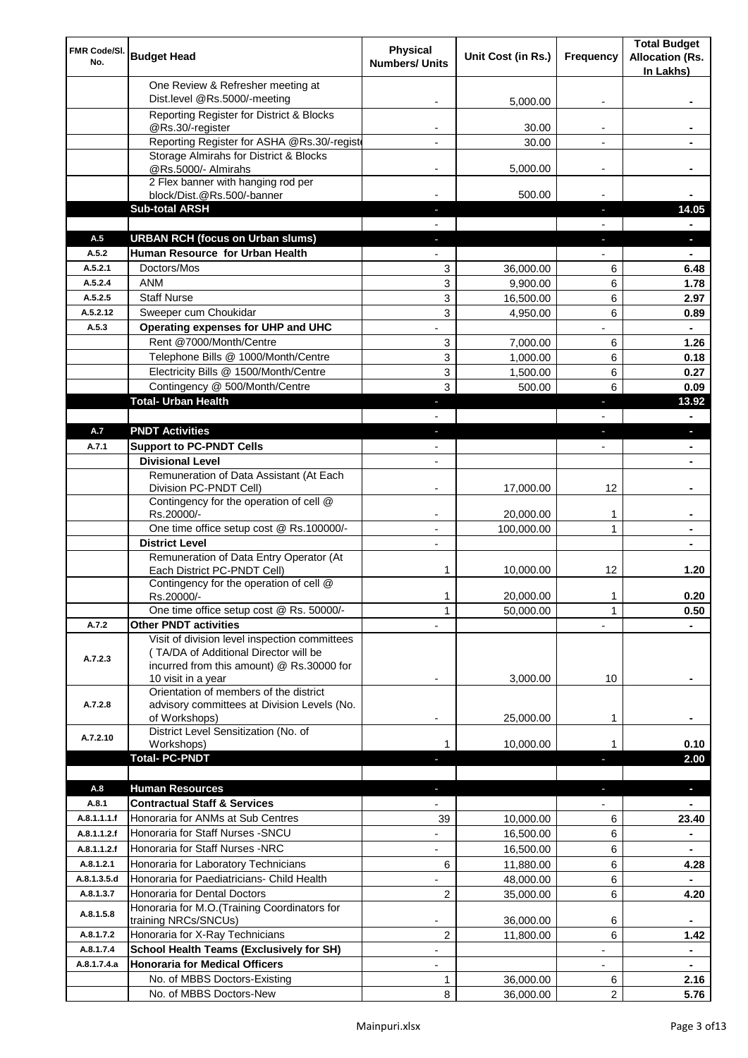| FMR Code/Sl. No. | Budget Head | Physical Numbers/ Units | Unit Cost (in Rs.) | Frequency | Total Budget Allocation (Rs. In Lakhs) |
|---|---|---|---|---|---|
| | One Review & Refresher meeting at Dist.level @Rs.5000/-meeting | - | 5,000.00 | - | - |
| | Reporting Register for District & Blocks @Rs.30/-register | - | 30.00 | - | - |
| | Reporting Register for ASHA @Rs.30/-registe | - | 30.00 | - | - |
| | Storage Almirahs for District & Blocks @Rs.5000/- Almirahs | - | 5,000.00 | - | - |
| | 2 Flex banner with hanging rod per block/Dist.@Rs.500/-banner | - | 500.00 | - | - |
| | **Sub-total ARSH** | - | | - | **14.05** |
| | | - | | - | - |
| A.5 | **URBAN RCH (focus on Urban slums)** | - | | - | - |
| A.5.2 | **Human Resource for Urban Health** | - | | - | - |
| A.5.2.1 | Doctors/Mos | 3 | 36,000.00 | 6 | **6.48** |
| A.5.2.4 | ANM | 3 | 9,900.00 | 6 | **1.78** |
| A.5.2.5 | Staff Nurse | 3 | 16,500.00 | 6 | **2.97** |
| A.5.2.12 | Sweeper cum Choukidar | 3 | 4,950.00 | 6 | **0.89** |
| A.5.3 | **Operating expenses for UHP and UHC** | - | | - | - |
| | Rent @7000/Month/Centre | 3 | 7,000.00 | 6 | **1.26** |
| | Telephone Bills @ 1000/Month/Centre | 3 | 1,000.00 | 6 | **0.18** |
| | Electricity Bills @ 1500/Month/Centre | 3 | 1,500.00 | 6 | **0.27** |
| | Contingency @ 500/Month/Centre | 3 | 500.00 | 6 | **0.09** |
| | **Total- Urban Health** | - | | - | **13.92** |
| | | - | | - | - |
| A.7 | **PNDT Activities** | - | | - | - |
| A.7.1 | **Support to PC-PNDT Cells** | - | | - | - |
| | **Divisional Level** | - | | | - |
| | Remuneration of Data Assistant (At Each Division PC-PNDT Cell) | - | 17,000.00 | 12 | - |
| | Contingency for the operation of cell @ Rs.20000/- | - | 20,000.00 | 1 | - |
| | One time office setup cost @ Rs.100000/- | - | 100,000.00 | 1 | - |
| | **District Level** | - | | | - |
| | Remuneration of Data Entry Operator (At Each District PC-PNDT Cell) | 1 | 10,000.00 | 12 | **1.20** |
| | Contingency for the operation of cell @ Rs.20000/- | 1 | 20,000.00 | 1 | **0.20** |
| | One time office setup cost @ Rs. 50000/- | 1 | 50,000.00 | 1 | **0.50** |
| A.7.2 | **Other PNDT activities** | - | | - | - |
| A.7.2.3 | Visit of division level inspection committees ( TA/DA of Additional Director will be incurred from this amount) @ Rs.30000 for 10 visit in a year | - | 3,000.00 | 10 | - |
| A.7.2.8 | Orientation of members of the district advisory committees at Division Levels (No. of Workshops) | - | 25,000.00 | 1 | - |
| A.7.2.10 | District Level Sensitization (No. of Workshops) | 1 | 10,000.00 | 1 | **0.10** |
| | **Total- PC-PNDT** | - | | - | **2.00** |
| | | | | | |
| A.8 | **Human Resources** | - | | - | - |
| A.8.1 | **Contractual Staff & Services** | - | | - | - |
| A.8.1.1.1.f | Honoraria for ANMs at Sub Centres | 39 | 10,000.00 | 6 | **23.40** |
| A.8.1.1.2.f | Honoraria for Staff Nurses -SNCU | - | 16,500.00 | 6 | - |
| A.8.1.1.2.f | Honoraria for Staff Nurses -NRC | - | 16,500.00 | 6 | - |
| A.8.1.2.1 | Honoraria for Laboratory Technicians | 6 | 11,880.00 | 6 | **4.28** |
| A.8.1.3.5.d | Honoraria for Paediatricians- Child Health | - | 48,000.00 | 6 | - |
| A.8.1.3.7 | Honoraria for Dental Doctors | 2 | 35,000.00 | 6 | **4.20** |
| A.8.1.5.8 | Honoraria for M.O.(Training Coordinators for training NRCs/SNCUs) | - | 36,000.00 | 6 | - |
| A.8.1.7.2 | Honoraria for X-Ray Technicians | 2 | 11,800.00 | 6 | **1.42** |
| A.8.1.7.4 | **School Health Teams (Exclusively for SH)** | - | | - | - |
| A.8.1.7.4.a | **Honoraria for Medical Officers** | - | | - | - |
| | No. of MBBS Doctors-Existing | 1 | 36,000.00 | 6 | **2.16** |
| | No. of MBBS Doctors-New | 8 | 36,000.00 | 2 | **5.76** |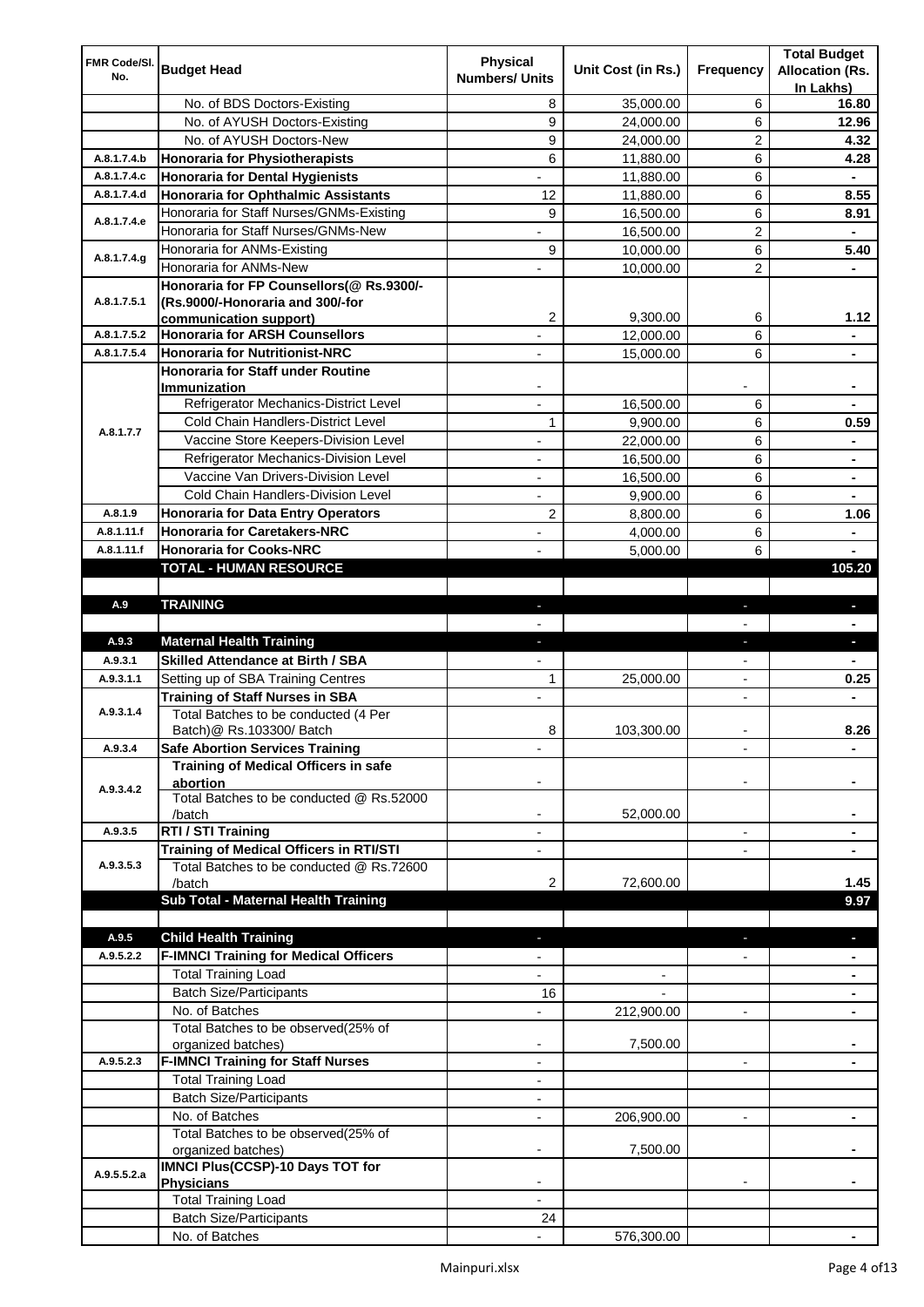| FMR Code/Sl. No. | Budget Head | Physical Numbers/ Units | Unit Cost (in Rs.) | Frequency | Total Budget Allocation (Rs. In Lakhs) |
|---|---|---|---|---|---|
| | No. of BDS Doctors-Existing | 8 | 35,000.00 | 6 | **16.80** |
| | No. of AYUSH Doctors-Existing | 9 | 24,000.00 | 6 | **12.96** |
| | No. of AYUSH Doctors-New | 9 | 24,000.00 | 2 | **4.32** |
| A.8.1.7.4.b | **Honoraria for Physiotherapists** | 6 | 11,880.00 | 6 | **4.28** |
| A.8.1.7.4.c | **Honoraria for Dental Hygienists** | - | 11,880.00 | 6 | **-** |
| A.8.1.7.4.d | **Honoraria for Ophthalmic Assistants** | 12 | 11,880.00 | 6 | **8.55** |
| A.8.1.7.4.e | Honoraria for Staff Nurses/GNMs-Existing | 9 | 16,500.00 | 6 | **8.91** |
| | Honoraria for Staff Nurses/GNMs-New | - | 16,500.00 | 2 | **-** |
| A.8.1.7.4.g | Honoraria for ANMs-Existing | 9 | 10,000.00 | 6 | **5.40** |
| | Honoraria for ANMs-New | - | 10,000.00 | 2 | **-** |
| A.8.1.7.5.1 | **Honoraria for FP Counsellors(@ Rs.9300/- (Rs.9000/-Honoraria and 300/-for communication support)** | 2 | 9,300.00 | 6 | **1.12** |
| A.8.1.7.5.2 | **Honoraria for ARSH Counsellors** | - | 12,000.00 | 6 | **-** |
| A.8.1.7.5.4 | **Honoraria for Nutritionist-NRC** | - | 15,000.00 | 6 | **-** |
| A.8.1.7.7 | **Honoraria for Staff under Routine Immunization** | - | | - | **-** |
| | Refrigerator Mechanics-District Level | - | 16,500.00 | 6 | **-** |
| | Cold Chain Handlers-District Level | 1 | 9,900.00 | 6 | **0.59** |
| | Vaccine Store Keepers-Division Level | - | 22,000.00 | 6 | **-** |
| | Refrigerator Mechanics-Division Level | - | 16,500.00 | 6 | **-** |
| | Vaccine Van Drivers-Division Level | - | 16,500.00 | 6 | **-** |
| | Cold Chain Handlers-Division Level | - | 9,900.00 | 6 | **-** |
| A.8.1.9 | **Honoraria for Data Entry Operators** | 2 | 8,800.00 | 6 | **1.06** |
| A.8.1.11.f | **Honoraria for Caretakers-NRC** | - | 4,000.00 | 6 | **-** |
| A.8.1.11.f | **Honoraria for Cooks-NRC** | - | 5,000.00 | 6 | **-** |
| | **TOTAL - HUMAN RESOURCE** | | | | **105.20** |
| | | | | | |
| A.9 | **TRAINING** | - | | - | **-** |
| | | - | | - | **-** |
| A.9.3 | **Maternal Health Training** | - | | - | **-** |
| A.9.3.1 | **Skilled Attendance at Birth / SBA** | - | | - | **-** |
| A.9.3.1.1 | Setting up of SBA Training Centres | 1 | 25,000.00 | - | **0.25** |
| A.9.3.1.4 | **Training of Staff Nurses in SBA** | - | | - | **-** |
| | Total Batches to be conducted (4 Per Batch)@ Rs.103300/ Batch | 8 | 103,300.00 | - | **8.26** |
| A.9.3.4 | **Safe Abortion Services Training** | - | | - | **-** |
| A.9.3.4.2 | **Training of Medical Officers in safe abortion** | - | | - | **-** |
| | Total Batches to be conducted @ Rs.52000 /batch | - | 52,000.00 | | **-** |
| A.9.3.5 | **RTI / STI Training** | - | | - | **-** |
| A.9.3.5.3 | **Training of Medical Officers in RTI/STI** | - | | - | **-** |
| | Total Batches to be conducted @ Rs.72600 /batch | 2 | 72,600.00 | | **1.45** |
| | **Sub Total - Maternal Health Training** | | | | **9.97** |
| | | | | | |
| A.9.5 | **Child Health Training** | - | | - | **-** |
| A.9.5.2.2 | **F-IMNCI Training for Medical Officers** | - | | - | **-** |
| | Total Training Load | - | - | | **-** |
| | Batch Size/Participants | 16 | - | | **-** |
| | No. of Batches | - | 212,900.00 | - | **-** |
| | Total Batches to be observed(25% of organized batches) | - | 7,500.00 | | **-** |
| A.9.5.2.3 | **F-IMNCI Training for Staff Nurses** | - | | - | **-** |
| | Total Training Load | - | | | |
| | Batch Size/Participants | - | | | |
| | No. of Batches | - | 206,900.00 | - | **-** |
| | Total Batches to be observed(25% of organized batches) | - | 7,500.00 | | **-** |
| A.9.5.5.2.a | **IMNCI Plus(CCSP)-10 Days TOT for Physicians** | - | | - | **-** |
| | Total Training Load | - | | | |
| | Batch Size/Participants | 24 | | | |
| | No. of Batches | - | 576,300.00 | | **-** |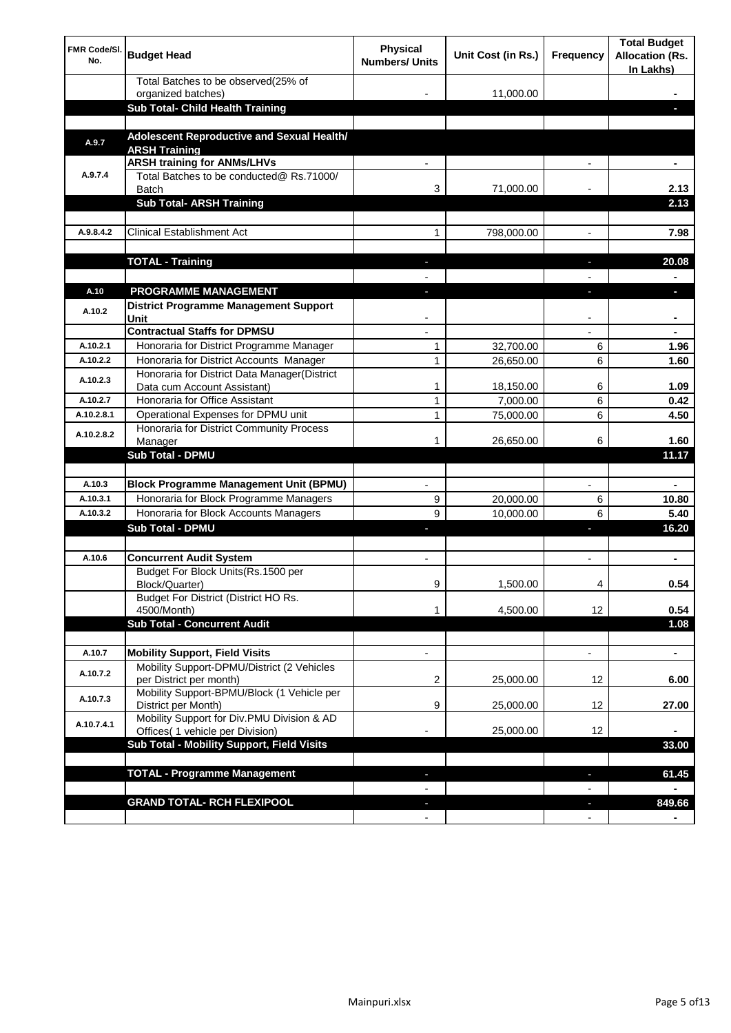| FMR Code/Sl. No. | Budget Head | Physical Numbers/ Units | Unit Cost (in Rs.) | Frequency | Total Budget Allocation (Rs. In Lakhs) |
|---|---|---|---|---|---|
| | Total Batches to be observed(25% of organized batches) | - | 11,000.00 | | - |
| | **Sub Total- Child Health Training** | | | | - |
| | | | | | |
| A.9.7 | **Adolescent Reproductive and Sexual Health/ ARSH Training** | | | | |
| A.9.7.4 | **ARSH training for ANMs/LHVs** | - | | - | - |
| | Total Batches to be conducted@ Rs.71000/ Batch | 3 | 71,000.00 | - | 2.13 |
| | **Sub Total- ARSH Training** | | | | 2.13 |
| | | | | | |
| A.9.8.4.2 | Clinical Establishment Act | 1 | 798,000.00 | - | 7.98 |
| | | | | | |
| | **TOTAL - Training** | - | | - | 20.08 |
| | | - | | - | - |
| A.10 | **PROGRAMME MANAGEMENT** | - | | - | - |
| A.10.2 | **District Programme Management Support Unit** | - | | - | - |
| | **Contractual Staffs for DPMSU** | - | | - | - |
| A.10.2.1 | Honoraria for District Programme Manager | 1 | 32,700.00 | 6 | 1.96 |
| A.10.2.2 | Honoraria for District Accounts Manager | 1 | 26,650.00 | 6 | 1.60 |
| A.10.2.3 | Honoraria for District Data Manager(District Data cum Account Assistant) | 1 | 18,150.00 | 6 | 1.09 |
| A.10.2.7 | Honoraria for Office Assistant | 1 | 7,000.00 | 6 | 0.42 |
| A.10.2.8.1 | Operational Expenses for DPMU unit | 1 | 75,000.00 | 6 | 4.50 |
| A.10.2.8.2 | Honoraria for District Community Process Manager | 1 | 26,650.00 | 6 | 1.60 |
| | **Sub Total - DPMU** | | | | 11.17 |
| | | | | | |
| A.10.3 | **Block Programme Management Unit (BPMU)** | - | | - | - |
| A.10.3.1 | Honoraria for Block Programme Managers | 9 | 20,000.00 | 6 | 10.80 |
| A.10.3.2 | Honoraria for Block Accounts Managers | 9 | 10,000.00 | 6 | 5.40 |
| | **Sub Total - DPMU** | - | | - | 16.20 |
| | | | | | |
| A.10.6 | **Concurrent Audit System** | - | | - | - |
| | Budget For Block Units(Rs.1500 per Block/Quarter) | 9 | 1,500.00 | 4 | 0.54 |
| | Budget For District (District HO Rs. 4500/Month) | 1 | 4,500.00 | 12 | 0.54 |
| | **Sub Total - Concurrent Audit** | | | | 1.08 |
| | | | | | |
| A.10.7 | **Mobility Support, Field Visits** | - | | - | - |
| A.10.7.2 | Mobility Support-DPMU/District (2 Vehicles per District per month) | 2 | 25,000.00 | 12 | 6.00 |
| A.10.7.3 | Mobility Support-BPMU/Block (1 Vehicle per District per Month) | 9 | 25,000.00 | 12 | 27.00 |
| A.10.7.4.1 | Mobility Support for Div.PMU Division & AD Offices( 1 vehicle per Division) | - | 25,000.00 | 12 | - |
| | **Sub Total - Mobility Support, Field Visits** | | | | 33.00 |
| | | | | | |
| | **TOTAL - Programme Management** | - | | - | 61.45 |
| | | - | | - | - |
| | **GRAND TOTAL- RCH FLEXIPOOL** | - | | - | 849.66 |
| | | - | | - | - |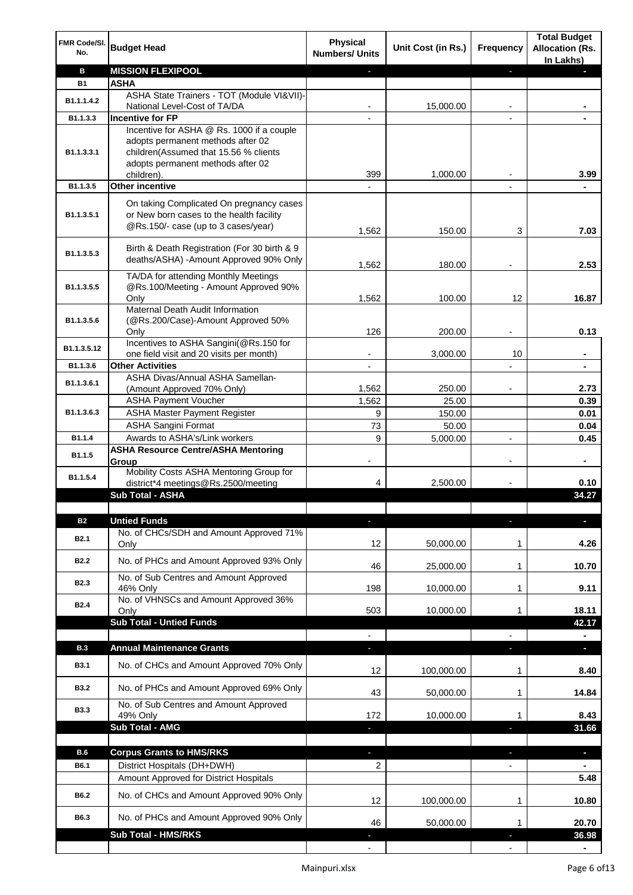| FMR Code/Sl. No. | Budget Head | Physical Numbers/ Units | Unit Cost (in Rs.) | Frequency | Total Budget Allocation (Rs. In Lakhs) |
|---|---|---|---|---|---|
| **B** | **MISSION FLEXIPOOL** | - | | - | - |
| **B1** | **ASHA** | | | | |
| B1.1.1.4.2 | ASHA State Trainers - TOT (Module VI&VII)-National Level-Cost of TA/DA | - | 15,000.00 | - | - |
| B1.1.3.3 | **Incentive for FP** | - | | - | - |
| B1.1.3.3.1 | Incentive for ASHA @ Rs. 1000 if a couple adopts permanent methods after 02 children(Assumed that 15.56 % clients adopts permanent methods after 02 children). | 399 | 1,000.00 | - | 3.99 |
| B1.1.3.5 | **Other incentive** | - | | - | - |
| B1.1.3.5.1 | On taking Complicated On pregnancy cases or New born cases to the health facility @Rs.150/- case (up to 3 cases/year) | 1,562 | 150.00 | 3 | 7.03 |
| B1.1.3.5.3 | Birth & Death Registration (For 30 birth & 9 deaths/ASHA) -Amount Approved 90% Only | 1,562 | 180.00 | - | 2.53 |
| B1.1.3.5.5 | TA/DA for attending Monthly Meetings @Rs.100/Meeting - Amount Approved 90% Only | 1,562 | 100.00 | 12 | 16.87 |
| B1.1.3.5.6 | Maternal Death Audit Information (@Rs.200/Case)-Amount Approved 50% Only | 126 | 200.00 | - | 0.13 |
| B1.1.3.5.12 | Incentives to ASHA Sangini(@Rs.150 for one field visit and 20 visits per month) | - | 3,000.00 | 10 | - |
| B1.1.3.6 | **Other Activities** | - | | - | - |
| B1.1.3.6.1 | ASHA Divas/Annual ASHA Samellan-(Amount Approved 70% Only) | 1,562 | 250.00 | - | 2.73 |
| B1.1.3.6.3 | ASHA Payment Voucher | 1,562 | 25.00 | | 0.39 |
| | ASHA Master Payment Register | 9 | 150.00 | | 0.01 |
| | ASHA Sangini Format | 73 | 50.00 | | 0.04 |
| B1.1.4 | Awards to ASHA's/Link workers | 9 | 5,000.00 | - | 0.45 |
| B1.1.5 | **ASHA Resource Centre/ASHA Mentoring Group** | - | | - | - |
| B1.1.5.4 | Mobility Costs ASHA Mentoring Group for district*4 meetings@Rs.2500/meeting | 4 | 2,500.00 | - | 0.10 |
| | **Sub Total - ASHA** | | | | **34.27** |
| | | | | | |
| **B2** | **Untied Funds** | - | | - | - |
| B2.1 | No. of CHCs/SDH and Amount Approved 71% Only | 12 | 50,000.00 | 1 | 4.26 |
| B2.2 | No. of PHCs and Amount Approved 93% Only | 46 | 25,000.00 | 1 | 10.70 |
| B2.3 | No. of Sub Centres and Amount Approved 46% Only | 198 | 10,000.00 | 1 | 9.11 |
| B2.4 | No. of VHNSCs and Amount Approved 36% Only | 503 | 10,000.00 | 1 | 18.11 |
| | **Sub Total - Untied Funds** | | | | **42.17** |
| | | - | | - | - |
| **B.3** | **Annual Maintenance Grants** | - | | - | - |
| B3.1 | No. of CHCs and Amount Approved 70% Only | 12 | 100,000.00 | 1 | 8.40 |
| B3.2 | No. of PHCs and Amount Approved 69% Only | 43 | 50,000.00 | 1 | 14.84 |
| B3.3 | No. of Sub Centres and Amount Approved 49% Only | 172 | 10,000.00 | 1 | 8.43 |
| | **Sub Total - AMG** | - | | - | **31.66** |
| | | | | | |
| **B.6** | **Corpus Grants to HMS/RKS** | - | | - | - |
| B6.1 | District Hospitals (DH+DWH) | 2 | | - | - |
| | Amount Approved for District Hospitals | | | | 5.48 |
| B6.2 | No. of CHCs and Amount Approved 90% Only | 12 | 100,000.00 | 1 | 10.80 |
| B6.3 | No. of PHCs and Amount Approved 90% Only | 46 | 50,000.00 | 1 | 20.70 |
| | **Sub Total - HMS/RKS** | - | | - | **36.98** |
| | | - | | - | - |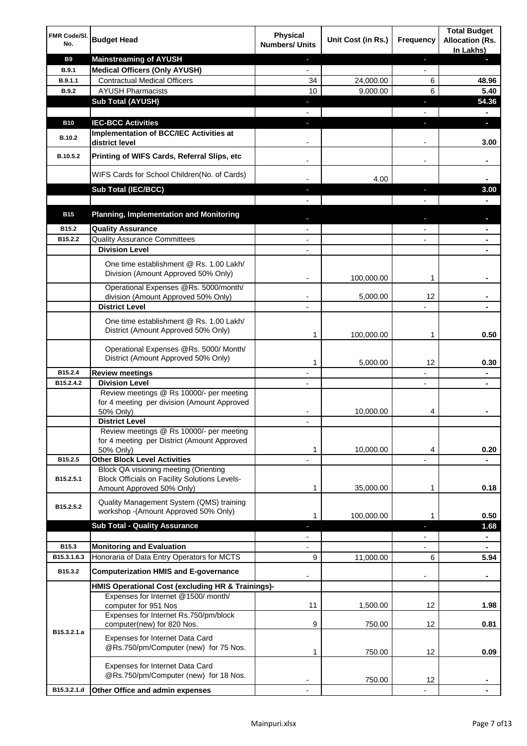| FMR Code/Sl. No. | Budget Head | Physical Numbers/ Units | Unit Cost (in Rs.) | Frequency | Total Budget Allocation (Rs. In Lakhs) |
|---|---|---|---|---|---|
| **B9** | **Mainstreaming of AYUSH** | - | | - | - |
| **B.9.1** | **Medical Officers (Only AYUSH)** | - | | - | |
| **B.9.1.1** | Contractual Medical Officers | 34 | 24,000.00 | 6 | **48.96** |
| **B.9.2** | AYUSH Pharmacists | 10 | 9,000.00 | 6 | **5.40** |
| | **Sub Total (AYUSH)** | - | | - | **54.36** |
| | | - | | - | - |
| **B10** | **IEC-BCC Activities** | - | | - | - |
| **B.10.2** | **Implementation of BCC/IEC Activities at district level** | - | | - | **3.00** |
| **B.10.5.2** | **Printing of WIFS Cards, Referral Slips, etc** | - | | - | - |
| | WIFS Cards for School Children(No. of Cards) | - | 4.00 | | - |
| | **Sub Total (IEC/BCC)** | - | | - | **3.00** |
| | | - | | - | - |
| **B15** | **Planning, Implementation and Monitoring** | - | | - | - |
| **B15.2** | **Quality Assurance** | - | | - | - |
| **B15.2.2** | Quality Assurance Committees | - | | - | - |
| | **Division Level** | - | | | - |
| | One time establishment @ Rs. 1.00 Lakh/ Division (Amount Approved 50% Only) | - | 100,000.00 | 1 | - |
| | Operational Expenses @Rs. 5000/month/ division (Amount Approved 50% Only) | - | 5,000.00 | 12 | - |
| | **District Level** | - | | - | - |
| | One time establishment @ Rs. 1.00 Lakh/ District (Amount Approved 50% Only) | 1 | 100,000.00 | 1 | **0.50** |
| | Operational Expenses @Rs. 5000/ Month/ District (Amount Approved 50% Only) | 1 | 5,000.00 | 12 | **0.30** |
| **B15.2.4** | **Review meetings** | - | | - | - |
| **B15.2.4.2** | **Division Level** | - | | - | - |
| | Review meetings @ Rs 10000/- per meeting for 4 meeting per division (Amount Approved 50% Only) | - | 10,000.00 | 4 | - |
| | **District Level** | - | | | |
| | Review meetings @ Rs 10000/- per meeting for 4 meeting per District (Amount Approved 50% Only) | 1 | 10,000.00 | 4 | **0.20** |
| **B15.2.5** | **Other Block Level Activities** | - | | - | - |
| **B15.2.5.1** | Block QA visioning meeting (Orienting Block Officials on Facility Solutions Levels-Amount Approved 50% Only) | 1 | 35,000.00 | 1 | **0.18** |
| **B15.2.5.2** | Quality Management System (QMS) training workshop -(Amount Approved 50% Only) | 1 | 100,000.00 | 1 | **0.50** |
| | **Sub Total - Quality Assurance** | - | | - | **1.68** |
| | | - | | - | - |
| **B15.3** | **Monitoring and Evaluation** | - | | - | - |
| **B15.3.1.6.3** | Honoraria of Data Entry Operators for MCTS | 9 | 11,000.00 | 6 | **5.94** |
| **B15.3.2** | **Computerization HMIS and E-governance** | - | | - | - |
| **B15.3.2.1.a** | **HMIS Operational Cost (excluding HR & Trainings)-** | | | | |
| | Expenses for Internet @1500/ month/ computer for 951 Nos | 11 | 1,500.00 | 12 | **1.98** |
| | Expenses for Internet Rs.750/pm/block computer(new) for 820 Nos. | 9 | 750.00 | 12 | **0.81** |
| | Expenses for Internet Data Card @Rs.750/pm/Computer (new) for 75 Nos. | 1 | 750.00 | 12 | **0.09** |
| | Expenses for Internet Data Card @Rs.750/pm/Computer (new) for 18 Nos. | - | 750.00 | 12 | - |
| **B15.3.2.1.d** | **Other Office and admin expenses** | - | | - | - |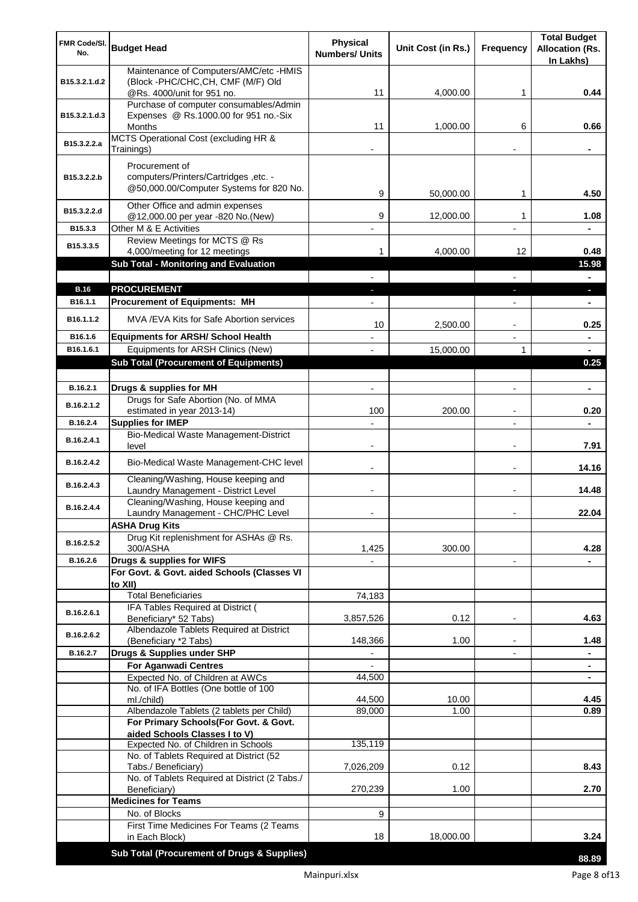| FMR Code/Sl. No. | Budget Head | Physical Numbers/ Units | Unit Cost (in Rs.) | Frequency | Total Budget Allocation (Rs. In Lakhs) |
|---|---|---|---|---|---|
| B15.3.2.1.d.2 | Maintenance of Computers/AMC/etc -HMIS (Block -PHC/CHC,CH, CMF (M/F) Old @Rs. 4000/unit for 951 no. | 11 | 4,000.00 | 1 | 0.44 |
| B15.3.2.1.d.3 | Purchase of computer consumables/Admin Expenses @ Rs.1000.00 for 951 no.-Six Months | 11 | 1,000.00 | 6 | 0.66 |
| B15.3.2.2.a | MCTS Operational Cost (excluding HR & Trainings) | - | | - | - |
| B15.3.2.2.b | Procurement of computers/Printers/Cartridges ,etc. - @50,000.00/Computer Systems for 820 No. | 9 | 50,000.00 | 1 | 4.50 |
| B15.3.2.2.d | Other Office and admin expenses @12,000.00 per year -820 No.(New) | 9 | 12,000.00 | 1 | 1.08 |
| B15.3.3 | Other M & E Activities | - | | - | - |
| B15.3.3.5 | Review Meetings for MCTS @ Rs 4,000/meeting for 12 meetings | 1 | 4,000.00 | 12 | 0.48 |
| | **Sub Total - Monitoring and Evaluation** | | | | **15.98** |
| | | - | | - | - |
| **B.16** | **PROCUREMENT** | - | | - | - |
| B16.1.1 | **Procurement of Equipments: MH** | - | | - | - |
| B16.1.1.2 | MVA /EVA Kits for Safe Abortion services | 10 | 2,500.00 | - | 0.25 |
| B16.1.6 | **Equipments for ARSH/ School Health** | - | | - | - |
| B16.1.6.1 | Equipments for ARSH Clinics (New) | - | 15,000.00 | 1 | - |
| | **Sub Total (Procurement of Equipments)** | | | | **0.25** |
| | | | | | |
| B.16.2.1 | **Drugs & supplies for MH** | - | | - | - |
| B.16.2.1.2 | Drugs for Safe Abortion (No. of MMA estimated in year 2013-14) | 100 | 200.00 | - | 0.20 |
| B.16.2.4 | **Supplies for IMEP** | - | | - | - |
| B.16.2.4.1 | Bio-Medical Waste Management-District level | - | | - | 7.91 |
| B.16.2.4.2 | Bio-Medical Waste Management-CHC level | - | | - | 14.16 |
| B.16.2.4.3 | Cleaning/Washing, House keeping and Laundry Management - District Level | - | | - | 14.48 |
| B.16.2.4.4 | Cleaning/Washing, House keeping and Laundry Management - CHC/PHC Level | - | | - | 22.04 |
| | **ASHA Drug Kits** | | | | |
| B.16.2.5.2 | Drug Kit replenishment for ASHAs @ Rs. 300/ASHA | 1,425 | 300.00 | | 4.28 |
| B.16.2.6 | **Drugs & supplies for WIFS** | - | | - | - |
| | **For Govt. & Govt. aided Schools (Classes VI to XII)** | | | | |
| | Total Beneficiaries | 74,183 | | | |
| B.16.2.6.1 | IFA Tables Required at District ( Beneficiary* 52 Tabs) | 3,857,526 | 0.12 | - | 4.63 |
| B.16.2.6.2 | Albendazole Tablets Required at District (Beneficiary *2 Tabs) | 148,366 | 1.00 | - | 1.48 |
| B.16.2.7 | **Drugs & Supplies under SHP** | - | | - | - |
| | **For Aganwadi Centres** | - | | | - |
| | Expected No. of Children at AWCs | 44,500 | | | - |
| | No. of IFA Bottles (One bottle of 100 ml./child) | 44,500 | 10.00 | | 4.45 |
| | Albendazole Tablets (2 tablets per Child) | 89,000 | 1.00 | | 0.89 |
| | **For Primary Schools(For Govt. & Govt. aided Schools Classes I to V)** | | | | |
| | Expected No. of Children in Schools | 135,119 | | | |
| | No. of Tablets Required at District (52 Tabs./ Beneficiary) | 7,026,209 | 0.12 | | 8.43 |
| | No. of Tablets Required at District (2 Tabs./ Beneficiary) | 270,239 | 1.00 | | 2.70 |
| | **Medicines for Teams** | | | | |
| | No. of Blocks | 9 | | | |
| | First Time Medicines For Teams (2 Teams in Each Block) | 18 | 18,000.00 | | 3.24 |
| | **Sub Total (Procurement of Drugs & Supplies)** | | | | **88.89** |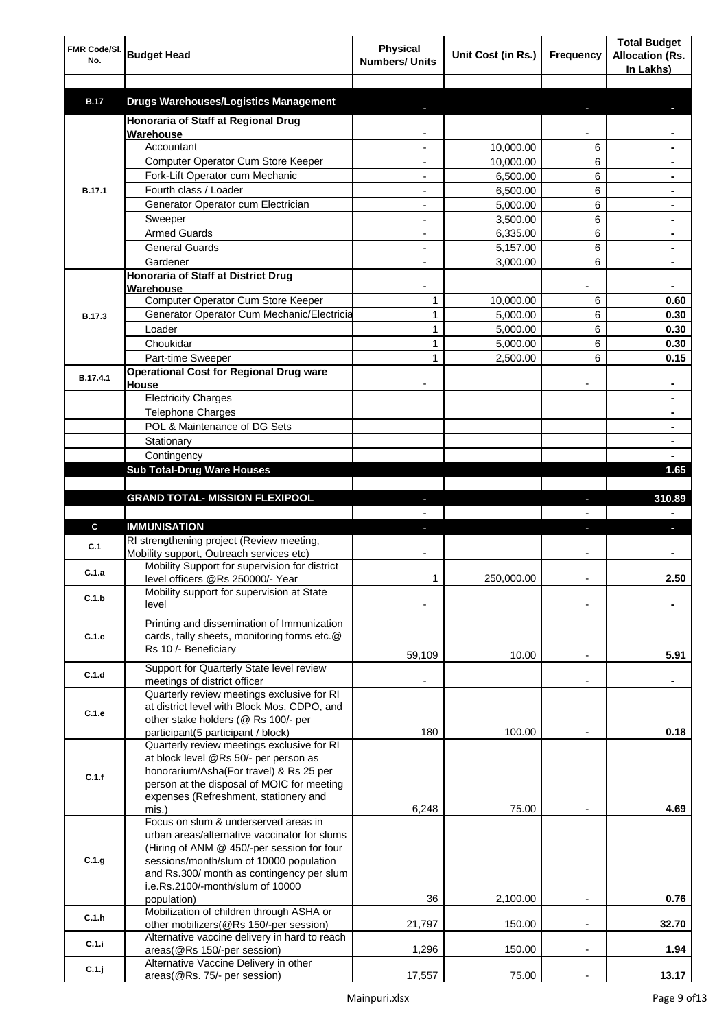| FMR Code/Sl. No. | Budget Head | Physical Numbers/ Units | Unit Cost (in Rs.) | Frequency | Total Budget Allocation (Rs. In Lakhs) |
|---|---|---|---|---|---|
| | | | | | |
| B.17 | **Drugs Warehouses/Logistics Management** | - | | - | - |
| B.17.1 | **Honoraria of Staff at Regional Drug Warehouse** | - | | - | - |
| | Accountant | - | 10,000.00 | 6 | - |
| | Computer Operator Cum Store Keeper | - | 10,000.00 | 6 | - |
| | Fork-Lift Operator cum Mechanic | - | 6,500.00 | 6 | - |
| | Fourth class / Loader | - | 6,500.00 | 6 | - |
| | Generator Operator cum Electrician | - | 5,000.00 | 6 | - |
| | Sweeper | - | 3,500.00 | 6 | - |
| | Armed Guards | - | 6,335.00 | 6 | - |
| | General Guards | - | 5,157.00 | 6 | - |
| | Gardener | - | 3,000.00 | 6 | - |
| B.17.3 | **Honoraria of Staff at District Drug Warehouse** | - | | - | - |
| | Computer Operator Cum Store Keeper | 1 | 10,000.00 | 6 | 0.60 |
| | Generator Operator Cum Mechanic/Electricia | 1 | 5,000.00 | 6 | 0.30 |
| | Loader | 1 | 5,000.00 | 6 | 0.30 |
| | Choukidar | 1 | 5,000.00 | 6 | 0.30 |
| | Part-time Sweeper | 1 | 2,500.00 | 6 | 0.15 |
| B.17.4.1 | **Operational Cost for Regional Drug ware House** | - | | - | - |
| | Electricity Charges | | | | - |
| | Telephone Charges | | | | - |
| | POL & Maintenance of DG Sets | | | | - |
| | Stationary | | | | - |
| | Contingency | | | | - |
| | **Sub Total-Drug Ware Houses** | | | | **1.65** |
| | | | | | |
| | **GRAND TOTAL- MISSION FLEXIPOOL** | - | | - | **310.89** |
| | | - | | - | - |
| C | **IMMUNISATION** | - | | - | - |
| C.1 | RI strengthening project (Review meeting, Mobility support, Outreach services etc) | - | | - | - |
| C.1.a | Mobility Support for supervision for district level officers @Rs 250000/- Year | 1 | 250,000.00 | - | 2.50 |
| C.1.b | Mobility support for supervision at State level | - | | - | - |
| C.1.c | Printing and dissemination of Immunization cards, tally sheets, monitoring forms etc.@ Rs 10 /- Beneficiary | 59,109 | 10.00 | - | 5.91 |
| C.1.d | Support for Quarterly State level review meetings of district officer | - | | - | - |
| C.1.e | Quarterly review meetings exclusive for RI at district level with Block Mos, CDPO, and other stake holders (@ Rs 100/- per participant(5 participant / block) | 180 | 100.00 | - | 0.18 |
| C.1.f | Quarterly review meetings exclusive for RI at block level @Rs 50/- per person as honorarium/Asha(For travel) & Rs 25 per person at the disposal of MOIC for meeting expenses (Refreshment, stationery and mis.) | 6,248 | 75.00 | - | 4.69 |
| C.1.g | Focus on slum & underserved areas in urban areas/alternative vaccinator for slums (Hiring of ANM @ 450/-per session for four sessions/month/slum of 10000 population and Rs.300/ month as contingency per slum i.e.Rs.2100/-month/slum of 10000 population) | 36 | 2,100.00 | - | 0.76 |
| C.1.h | Mobilization of children through ASHA or other mobilizers(@Rs 150/-per session) | 21,797 | 150.00 | - | 32.70 |
| C.1.i | Alternative vaccine delivery in hard to reach areas(@Rs 150/-per session) | 1,296 | 150.00 | - | 1.94 |
| C.1.j | Alternative Vaccine Delivery in other areas(@Rs. 75/- per session) | 17,557 | 75.00 | - | 13.17 |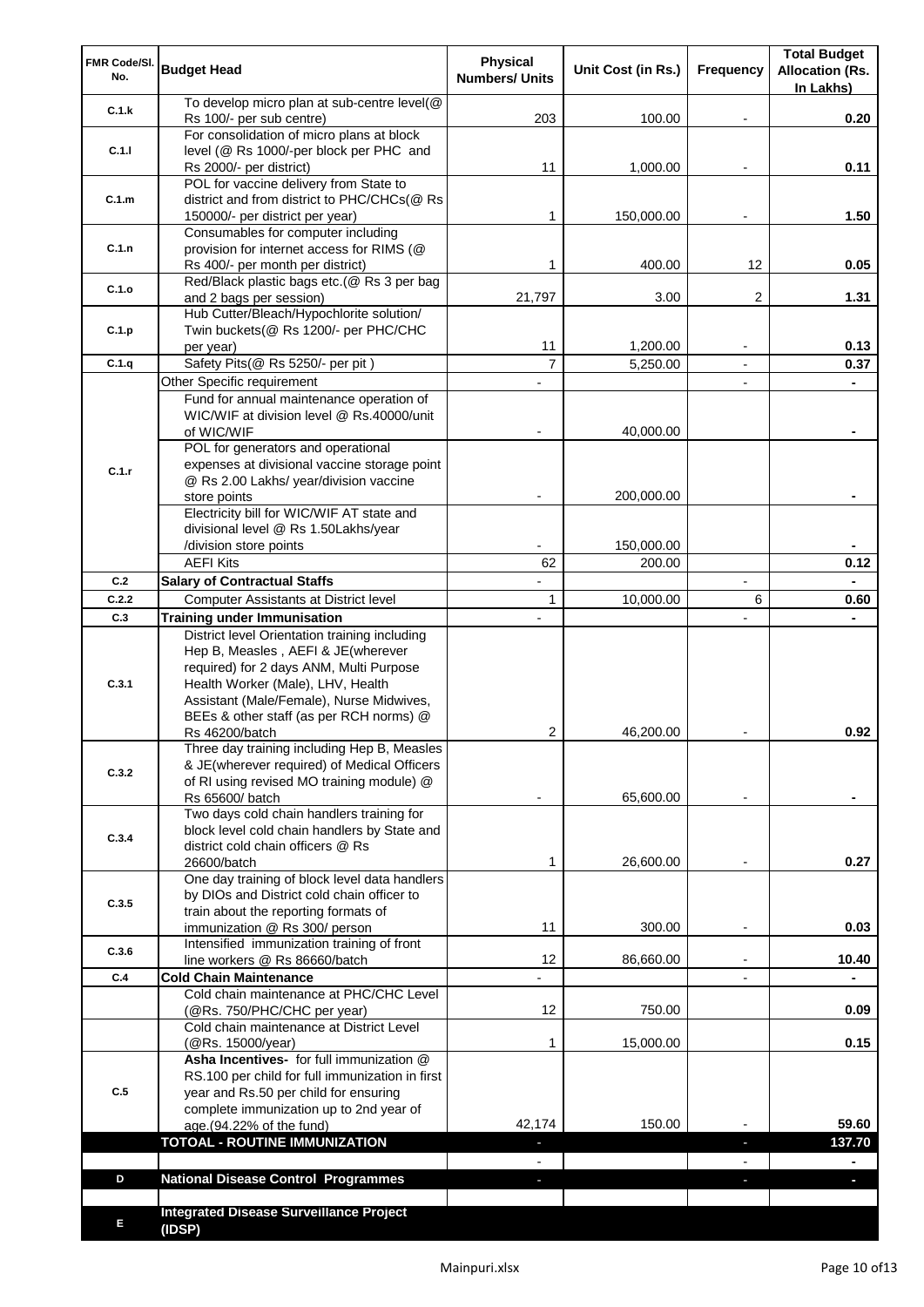| FMR Code/Sl. No. | Budget Head | Physical Numbers/ Units | Unit Cost (in Rs.) | Frequency | Total Budget Allocation (Rs. In Lakhs) |
|---|---|---|---|---|---|
| C.1.k | To develop micro plan at sub-centre level(@ Rs 100/- per sub centre) | 203 | 100.00 | - | 0.20 |
| C.1.l | For consolidation of micro plans at block level (@ Rs 1000/-per block per PHC and Rs 2000/- per district) | 11 | 1,000.00 | - | 0.11 |
| C.1.m | POL for vaccine delivery from State to district and from district to PHC/CHCs(@ Rs 150000/- per district per year) | 1 | 150,000.00 | - | 1.50 |
| C.1.n | Consumables for computer including provision for internet access for RIMS (@ Rs 400/- per month per district) | 1 | 400.00 | 12 | 0.05 |
| C.1.o | Red/Black plastic bags etc.(@ Rs 3 per bag and 2 bags per session) | 21,797 | 3.00 | 2 | 1.31 |
| C.1.p | Hub Cutter/Bleach/Hypochlorite solution/ Twin buckets(@ Rs 1200/- per PHC/CHC per year) | 11 | 1,200.00 | - | 0.13 |
| C.1.q | Safety Pits(@ Rs 5250/- per pit ) | 7 | 5,250.00 | - | 0.37 |
| C.1.r | Other Specific requirement | - | | - | - |
| | Fund for annual maintenance operation of WIC/WIF at division level @ Rs.40000/unit of WIC/WIF | - | 40,000.00 | | - |
| | POL for generators and operational expenses at divisional vaccine storage point @ Rs 2.00 Lakhs/ year/division vaccine store points | - | 200,000.00 | | - |
| | Electricity bill for WIC/WIF AT state and divisional level @ Rs 1.50Lakhs/year /division store points | - | 150,000.00 | | - |
| | AEFI Kits | 62 | 200.00 | | 0.12 |
| C.2 | **Salary of Contractual Staffs** | - | | - | - |
| C.2.2 | Computer Assistants at District level | 1 | 10,000.00 | 6 | 0.60 |
| C.3 | **Training under Immunisation** | - | | - | - |
| C.3.1 | District level Orientation training including Hep B, Measles , AEFI & JE(wherever required) for 2 days ANM, Multi Purpose Health Worker (Male), LHV, Health Assistant (Male/Female), Nurse Midwives, BEEs & other staff (as per RCH norms) @ Rs 46200/batch | 2 | 46,200.00 | - | 0.92 |
| C.3.2 | Three day training including Hep B, Measles & JE(wherever required) of Medical Officers of RI using revised MO training module) @ Rs 65600/ batch | - | 65,600.00 | - | - |
| C.3.4 | Two days cold chain handlers training for block level cold chain handlers by State and district cold chain officers @ Rs 26600/batch | 1 | 26,600.00 | - | 0.27 |
| C.3.5 | One day training of block level data handlers by DIOs and District cold chain officer to train about the reporting formats of immunization @ Rs 300/ person | 11 | 300.00 | - | 0.03 |
| C.3.6 | Intensified immunization training of front line workers @ Rs 86660/batch | 12 | 86,660.00 | - | 10.40 |
| C.4 | **Cold Chain Maintenance** | - | | - | - |
| | Cold chain maintenance at PHC/CHC Level (@Rs. 750/PHC/CHC per year) | 12 | 750.00 | | 0.09 |
| | Cold chain maintenance at District Level (@Rs. 15000/year) | 1 | 15,000.00 | | 0.15 |
| C.5 | **Asha Incentives-** for full immunization @ RS.100 per child for full immunization in first year and Rs.50 per child for ensuring complete immunization up to 2nd year of age.(94.22% of the fund) | 42,174 | 150.00 | - | 59.60 |
| | **TOTOAL - ROUTINE IMMUNIZATION** | - | | - | **137.70** |
| | | - | | - | - |
| D | **National Disease Control Programmes** | - | | - | - |
| | | | | | |
| E | **Integrated Disease Surveillance Project (IDSP)** | | | | |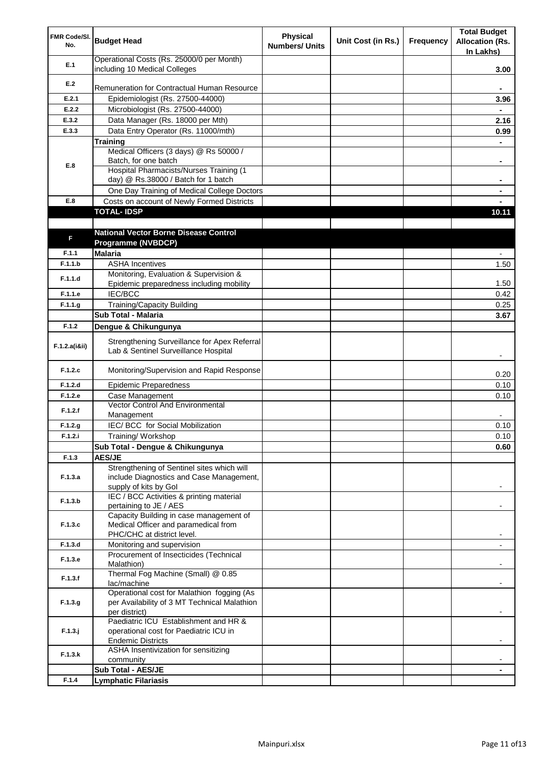| FMR Code/Sl. No. | Budget Head | Physical Numbers/ Units | Unit Cost (in Rs.) | Frequency | Total Budget Allocation (Rs. In Lakhs) |
|---|---|---|---|---|---|
| E.1 | Operational Costs (Rs. 25000/0 per Month) including 10 Medical Colleges | | | | 3.00 |
| E.2 | Remuneration for Contractual Human Resource | | | | - |
| E.2.1 | Epidemiologist (Rs. 27500-44000) | | | | 3.96 |
| E.2.2 | Microbiologist (Rs. 27500-44000) | | | | - |
| E.3.2 | Data Manager (Rs. 18000 per Mth) | | | | 2.16 |
| E.3.3 | Data Entry Operator (Rs. 11000/mth) | | | | 0.99 |
| E.8 | **Training** | | | | - |
| | Medical Officers (3 days) @ Rs 50000 / Batch, for one batch | | | | - |
| | Hospital Pharmacists/Nurses Training (1 day) @ Rs.38000 / Batch for 1 batch | | | | - |
| | One Day Training of Medical College Doctors | | | | - |
| E.8 | Costs on account of Newly Formed Districts | | | | - |
| | **TOTAL- IDSP** | | | | **10.11** |
| | | | | | |
| F | **National Vector Borne Disease Control Programme (NVBDCP)** | | | | |
| F.1.1 | **Malaria** | | | | - |
| F.1.1.b | ASHA Incentives | | | | 1.50 |
| F.1.1.d | Monitoring, Evaluation & Supervision & Epidemic preparedness including mobility | | | | 1.50 |
| F.1.1.e | IEC/BCC | | | | 0.42 |
| F.1.1.g | Training/Capacity Building | | | | 0.25 |
| | **Sub Total - Malaria** | | | | **3.67** |
| F.1.2 | **Dengue & Chikungunya** | | | | |
| F.1.2.a(i&ii) | Strengthening Surveillance for Apex Referral Lab & Sentinel Surveillance Hospital | | | | - |
| F.1.2.c | Monitoring/Supervision and Rapid Response | | | | 0.20 |
| F.1.2.d | Epidemic Preparedness | | | | 0.10 |
| F.1.2.e | Case Management | | | | 0.10 |
| F.1.2.f | Vector Control And Environmental Management | | | | - |
| F.1.2.g | IEC/ BCC for Social Mobilization | | | | 0.10 |
| F.1.2.i | Training/ Workshop | | | | 0.10 |
| | **Sub Total - Dengue & Chikungunya** | | | | **0.60** |
| F.1.3 | **AES/JE** | | | | |
| F.1.3.a | Strengthening of Sentinel sites which will include Diagnostics and Case Management, supply of kits by GoI | | | | - |
| F.1.3.b | IEC / BCC Activities & printing material pertaining to JE / AES | | | | - |
| F.1.3.c | Capacity Building in case management of Medical Officer and paramedical from PHC/CHC at district level. | | | | - |
| F.1.3.d | Monitoring and supervision | | | | - |
| F.1.3.e | Procurement of Insecticides (Technical Malathion) | | | | - |
| F.1.3.f | Thermal Fog Machine (Small) @ 0.85 lac/machine | | | | - |
| F.1.3.g | Operational cost for Malathion fogging (As per Availability of 3 MT Technical Malathion per district) | | | | - |
| F.1.3.j | Paediatric ICU Establishment and HR & operational cost for Paediatric ICU in Endemic Districts | | | | - |
| F.1.3.k | ASHA Insentivization for sensitizing community | | | | - |
| | **Sub Total - AES/JE** | | | | **-** |
| F.1.4 | **Lymphatic Filariasis** | | | | |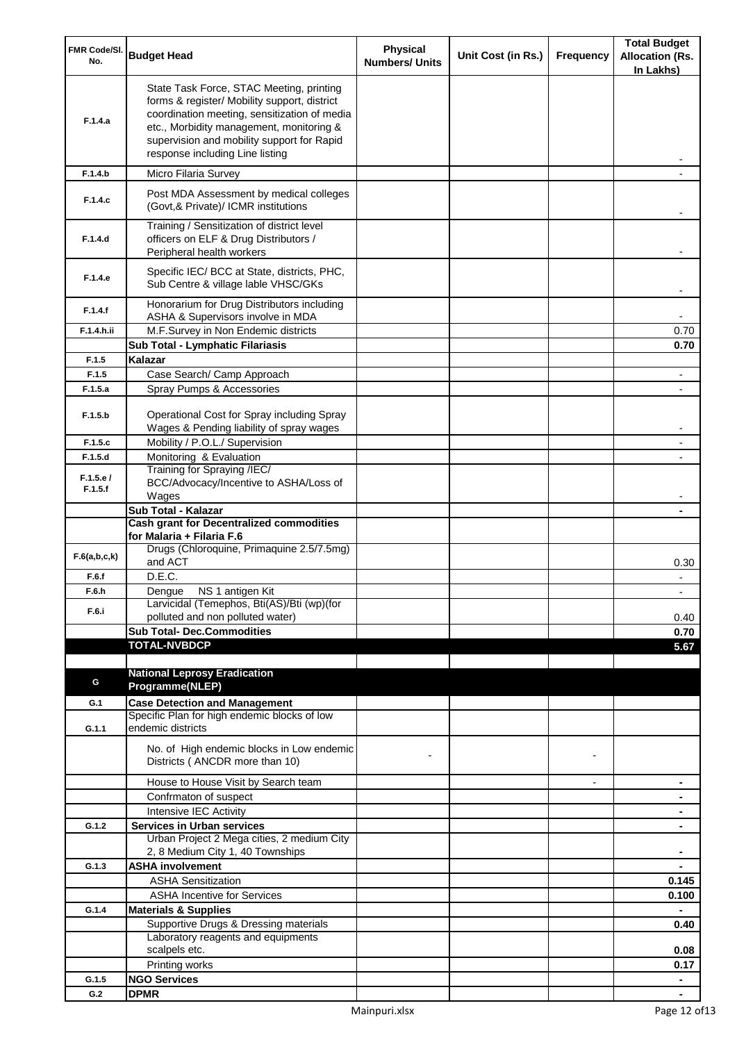| FMR Code/Sl. No. | Budget Head | Physical Numbers/ Units | Unit Cost (in Rs.) | Frequency | Total Budget Allocation (Rs. In Lakhs) |
|---|---|---|---|---|---|
| F.1.4.a | State Task Force, STAC Meeting, printing forms & register/ Mobility support, district coordination meeting, sensitization of media etc., Morbidity management, monitoring & supervision and mobility support for Rapid response including Line listing | | | | - |
| F.1.4.b | Micro Filaria Survey | | | | - |
| F.1.4.c | Post MDA Assessment by medical colleges (Govt,& Private)/ ICMR institutions | | | | - |
| F.1.4.d | Training / Sensitization of district level officers on ELF & Drug Distributors / Peripheral health workers | | | | - |
| F.1.4.e | Specific IEC/ BCC at State, districts, PHC, Sub Centre & village lable VHSC/GKs | | | | - |
| F.1.4.f | Honorarium for Drug Distributors including ASHA & Supervisors involve in MDA | | | | - |
| F.1.4.h.ii | M.F.Survey in Non Endemic districts | | | | 0.70 |
| | **Sub Total - Lymphatic Filariasis** | | | | **0.70** |
| F.1.5 | **Kalazar** | | | | |
| F.1.5 | Case Search/ Camp Approach | | | | - |
| F.1.5.a | Spray Pumps & Accessories | | | | - |
| F.1.5.b | Operational Cost for Spray including Spray Wages & Pending liability of spray wages | | | | - |
| F.1.5.c | Mobility / P.O.L./ Supervision | | | | - |
| F.1.5.d | Monitoring & Evaluation | | | | - |
| F.1.5.e / F.1.5.f | Training for Spraying /IEC/ BCC/Advocacy/Incentive to ASHA/Loss of Wages | | | | - |
| | **Sub Total - Kalazar** | | | | **-** |
| | **Cash grant for Decentralized commodities for Malaria + Filaria F.6** | | | | |
| F.6(a,b,c,k) | Drugs (Chloroquine, Primaquine 2.5/7.5mg) and ACT | | | | 0.30 |
| F.6.f | D.E.C. | | | | - |
| F.6.h | Dengue NS 1 antigen Kit | | | | - |
| F.6.i | Larvicidal (Temephos, Bti(AS)/Bti (wp)(for polluted and non polluted water) | | | | 0.40 |
| | **Sub Total- Dec.Commodities** | | | | **0.70** |
| | **TOTAL-NVBDCP** | | | | **5.67** |
| | | | | | |
| G | **National Leprosy Eradication Programme(NLEP)** | | | | |
| G.1 | **Case Detection and Management** | | | | |
| G.1.1 | Specific Plan for high endemic blocks of low endemic districts | | | | |
| | No. of High endemic blocks in Low endemic Districts ( ANCDR more than 10) | - | | - | |
| | House to House Visit by Search team | | | - | **-** |
| | Confrmaton of suspect | | | | **-** |
| | Intensive IEC Activity | | | | **-** |
| G.1.2 | **Services in Urban services** | | | | **-** |
| | Urban Project 2 Mega cities, 2 medium City 2, 8 Medium City 1, 40 Townships | | | | **-** |
| G.1.3 | **ASHA involvement** | | | | **-** |
| | ASHA Sensitization | | | | **0.145** |
| | ASHA Incentive for Services | | | | **0.100** |
| G.1.4 | **Materials & Supplies** | | | | **-** |
| | Supportive Drugs & Dressing materials | | | | **0.40** |
| | Laboratory reagents and equipments scalpels etc. | | | | **0.08** |
| | Printing works | | | | **0.17** |
| G.1.5 | **NGO Services** | | | | **-** |
| G.2 | **DPMR** | | | | **-** |

Mainpuri.xlsx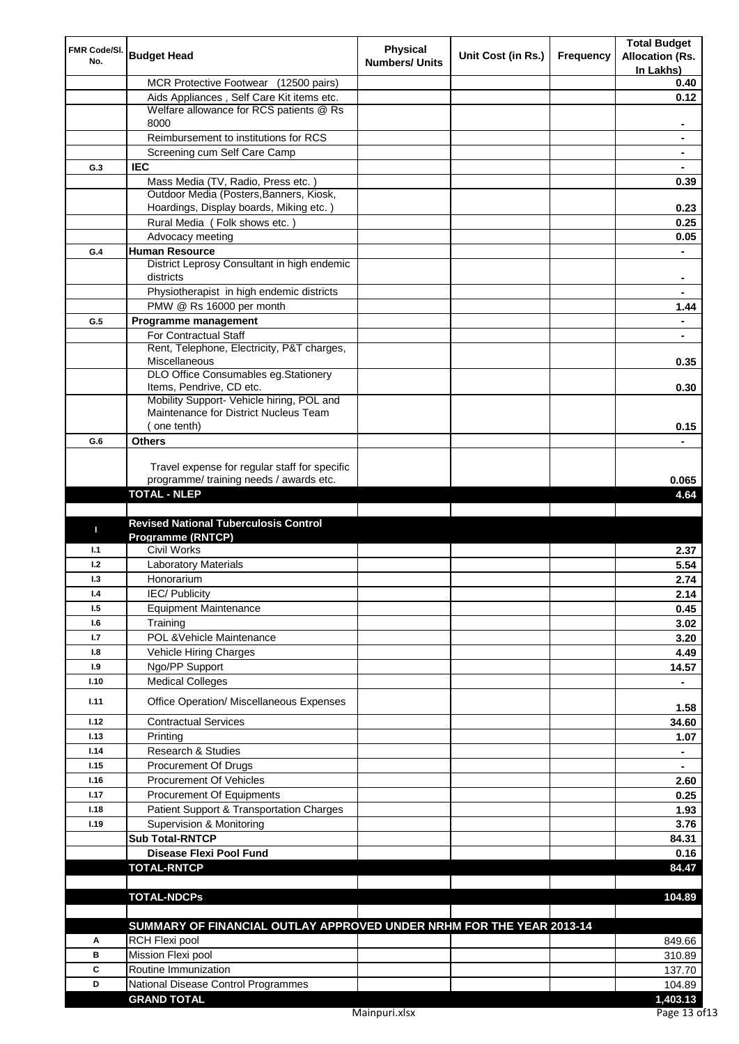| FMR Code/Sl. No. | Budget Head | Physical Numbers/ Units | Unit Cost (in Rs.) | Frequency | Total Budget Allocation (Rs. In Lakhs) |
|---|---|---|---|---|---|
| | MCR Protective Footwear (12500 pairs) | | | | 0.40 |
| | Aids Appliances , Self Care Kit items etc. | | | | 0.12 |
| | Welfare allowance for RCS patients @ Rs 8000 | | | | - |
| | Reimbursement to institutions for RCS | | | | - |
| | Screening cum Self Care Camp | | | | - |
| G.3 | **IEC** | | | | - |
| | Mass Media (TV, Radio, Press etc. ) | | | | 0.39 |
| | Outdoor Media (Posters,Banners, Kiosk, Hoardings, Display boards, Miking etc. ) | | | | 0.23 |
| | Rural Media ( Folk shows etc. ) | | | | 0.25 |
| | Advocacy meeting | | | | 0.05 |
| G.4 | **Human Resource** | | | | - |
| | District Leprosy Consultant in high endemic districts | | | | - |
| | Physiotherapist in high endemic districts | | | | - |
| | PMW @ Rs 16000 per month | | | | 1.44 |
| G.5 | **Programme management** | | | | - |
| | For Contractual Staff | | | | - |
| | Rent, Telephone, Electricity, P&T charges, Miscellaneous | | | | 0.35 |
| | DLO Office Consumables eg.Stationery Items, Pendrive, CD etc. | | | | 0.30 |
| | Mobility Support- Vehicle hiring, POL and Maintenance for District Nucleus Team ( one tenth) | | | | 0.15 |
| G.6 | **Others** | | | | - |
| | Travel expense for regular staff for specific programme/ training needs / awards etc. | | | | 0.065 |
| | **TOTAL - NLEP** | | | | **4.64** |
| | | | | | |
| I | **Revised National Tuberculosis Control Programme (RNTCP)** | | | | |
| I.1 | Civil Works | | | | 2.37 |
| I.2 | Laboratory Materials | | | | 5.54 |
| I.3 | Honorarium | | | | 2.74 |
| I.4 | IEC/ Publicity | | | | 2.14 |
| I.5 | Equipment Maintenance | | | | 0.45 |
| I.6 | Training | | | | 3.02 |
| I.7 | POL &Vehicle Maintenance | | | | 3.20 |
| I.8 | Vehicle Hiring Charges | | | | 4.49 |
| I.9 | Ngo/PP Support | | | | 14.57 |
| I.10 | Medical Colleges | | | | - |
| I.11 | Office Operation/ Miscellaneous Expenses | | | | 1.58 |
| I.12 | Contractual Services | | | | 34.60 |
| I.13 | Printing | | | | 1.07 |
| I.14 | Research & Studies | | | | - |
| I.15 | Procurement Of Drugs | | | | - |
| I.16 | Procurement Of Vehicles | | | | 2.60 |
| I.17 | Procurement Of Equipments | | | | 0.25 |
| I.18 | Patient Support & Transportation Charges | | | | 1.93 |
| I.19 | Supervision & Monitoring | | | | 3.76 |
| | **Sub Total-RNTCP** | | | | **84.31** |
| | **Disease Flexi Pool Fund** | | | | **0.16** |
| | **TOTAL-RNTCP** | | | | **84.47** |
| | | | | | |
| | **TOTAL-NDCPs** | | | | **104.89** |
| | | | | | |
| | **SUMMARY OF FINANCIAL OUTLAY APPROVED UNDER NRHM FOR THE YEAR 2013-14** | | | | |
| A | RCH Flexi pool | | | | 849.66 |
| B | Mission Flexi pool | | | | 310.89 |
| C | Routine Immunization | | | | 137.70 |
| D | National Disease Control Programmes | | | | 104.89 |
| | **GRAND TOTAL** | | | | **1,403.13** |

Mainpuri.xlsx